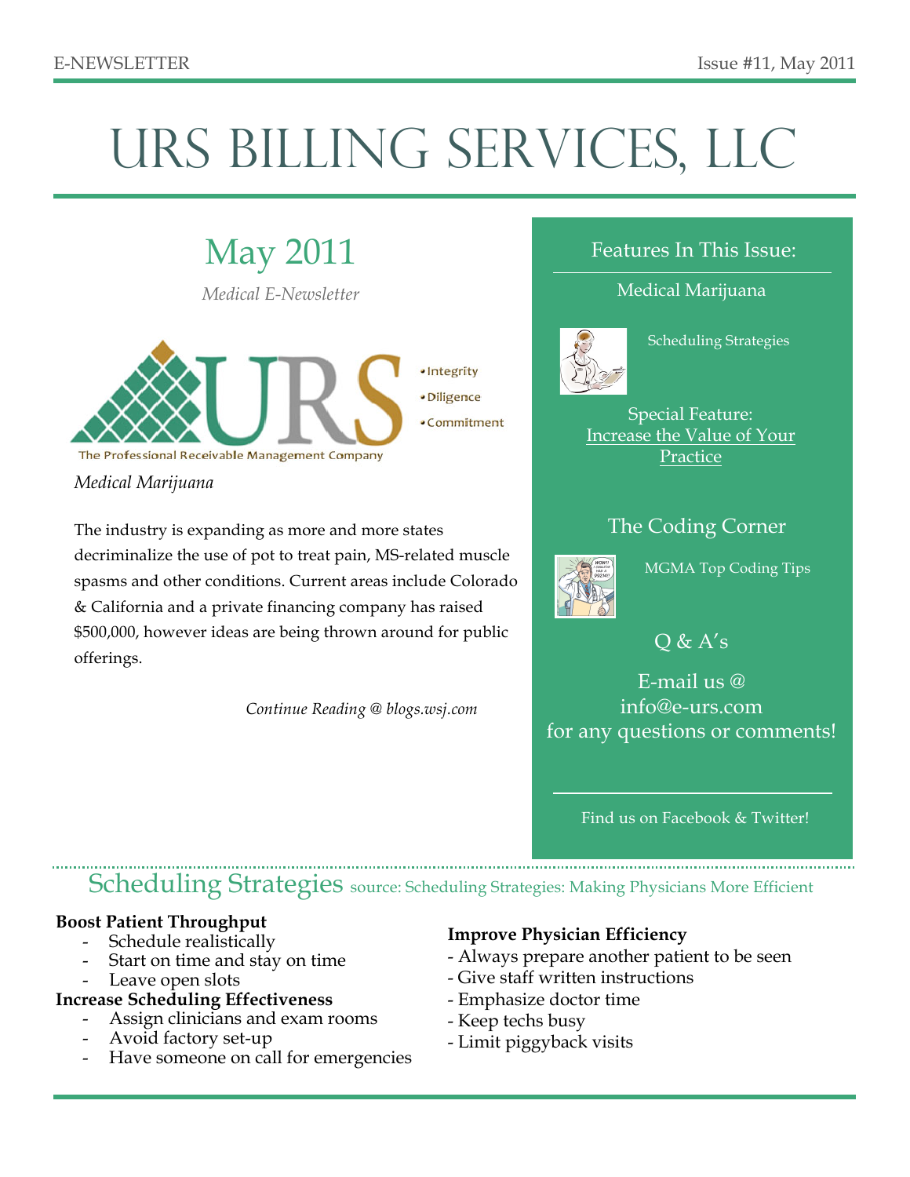# URS Billing Services, LLC

E-NEWSLETTER — Issue #11, May 2011

## May 2011

*Medical E-Newsletter*

URS — The Professional Receivable Management Company

- Integrity
- Diligence
- Commitment

*Medical Marijuana*

The industry is expanding as more and more states decriminalize the use of pot to treat pain, MS-related muscle spasms and other conditions. Current areas include Colorado & California and a private financing company has raised $500,000, however ideas are being thrown around for public offerings.

*Continue Reading @ blogs.wsj.com*

### Features In This Issue:

Medical Marijuana

Scheduling Strategies

Special Feature:
Increase the Value of Your Practice

The Coding Corner

MGMA Top Coding Tips

Q & A's

E-mail us @ info@e-urs.com for any questions or comments!

Find us on Facebook & Twitter!

## Scheduling Strategies

source: Scheduling Strategies: Making Physicians More Efficient

**Boost Patient Throughput**

- Schedule realistically
- Start on time and stay on time
- Leave open slots

**Increase Scheduling Effectiveness**

- Assign clinicians and exam rooms
- Avoid factory set-up
- Have someone on call for emergencies

**Improve Physician Efficiency**

- Always prepare another patient to be seen
- Give staff written instructions
- Emphasize doctor time
- Keep techs busy
- Limit piggyback visits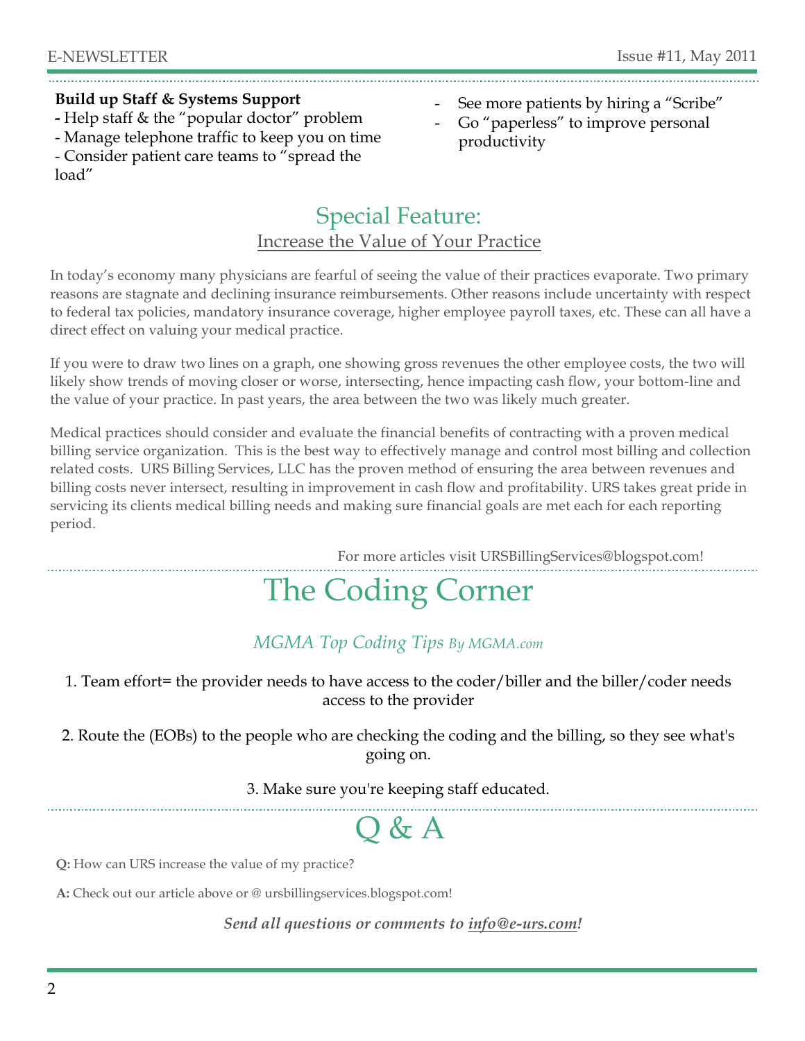**Build up Staff & Systems Support**

- Help staff & the "popular doctor" problem
- Manage telephone traffic to keep you on time
- Consider patient care teams to "spread the load"
- See more patients by hiring a "Scribe"
- Go "paperless" to improve personal productivity

## Special Feature:

### Increase the Value of Your Practice

In today's economy many physicians are fearful of seeing the value of their practices evaporate. Two primary reasons are stagnate and declining insurance reimbursements. Other reasons include uncertainty with respect to federal tax policies, mandatory insurance coverage, higher employee payroll taxes, etc. These can all have a direct effect on valuing your medical practice.

If you were to draw two lines on a graph, one showing gross revenues the other employee costs, the two will likely show trends of moving closer or worse, intersecting, hence impacting cash flow, your bottom-line and the value of your practice. In past years, the area between the two was likely much greater.

Medical practices should consider and evaluate the financial benefits of contracting with a proven medical billing service organization. This is the best way to effectively manage and control most billing and collection related costs. URS Billing Services, LLC has the proven method of ensuring the area between revenues and billing costs never intersect, resulting in improvement in cash flow and profitability. URS takes great pride in servicing its clients medical billing needs and making sure financial goals are met each for each reporting period.

For more articles visit URSBillingServices@blogspot.com!

# The Coding Corner

*MGMA Top Coding Tips By MGMA.com*

1. Team effort= the provider needs to have access to the coder/biller and the biller/coder needs access to the provider

2. Route the (EOBs) to the people who are checking the coding and the billing, so they see what's going on.

3. Make sure you're keeping staff educated.

# Q & A

**Q:** How can URS increase the value of my practice?

**A:** Check out our article above or @ ursbillingservices.blogspot.com!

***Send all questions or comments to info@e-urs.com!***